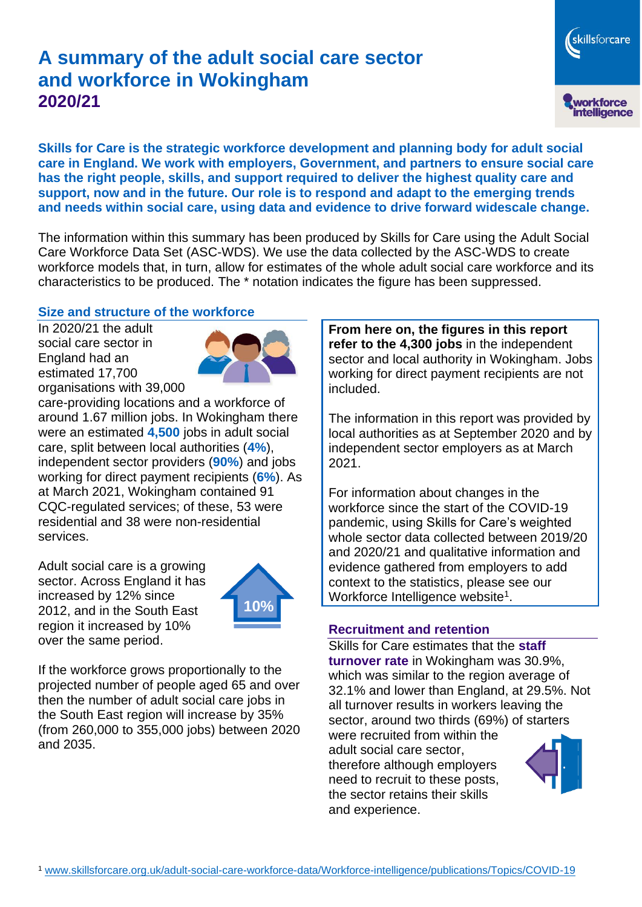# A summary of the adult social care sector and workforce in Wokingham 2020/21

**Skills for Care is the strategic workforce development and planning body for adult social care in England. We work with employers, Government, and partners to ensure social care has the right people, skills, and support required to deliver the highest quality care and support, now and in the future. Our role is to respond and adapt to the emerging trends and needs within social care, using data and evidence to drive forward widescale change.**

The information within this summary has been produced by Skills for Care using the Adult Social Care Workforce Data Set (ASC-WDS). We use the data collected by the ASC-WDS to create workforce models that, in turn, allow for estimates of the whole adult social care workforce and its characteristics to be produced. The * notation indicates the figure has been suppressed.

## Size and structure of the workforce

In 2020/21 the adult social care sector in England had an estimated 17,700 organisations with 39,000 care-providing locations and a workforce of around 1.67 million jobs. In Wokingham there were an estimated **4,500** jobs in adult social care, split between local authorities (**4%**), independent sector providers (**90%**) and jobs working for direct payment recipients (**6%**). As at March 2021, Wokingham contained 91 CQC-regulated services; of these, 53 were residential and 38 were non-residential services.

Adult social care is a growing sector. Across England it has increased by 12% since 2012, and in the South East region it increased by 10% over the same period.

10%

If the workforce grows proportionally to the projected number of people aged 65 and over then the number of adult social care jobs in the South East region will increase by 35% (from 260,000 to 355,000 jobs) between 2020 and 2035.

**From here on, the figures in this report refer to the 4,300 jobs** in the independent sector and local authority in Wokingham. Jobs working for direct payment recipients are not included.

The information in this report was provided by local authorities as at September 2020 and by independent sector employers as at March 2021.

For information about changes in the workforce since the start of the COVID-19 pandemic, using Skills for Care's weighted whole sector data collected between 2019/20 and 2020/21 and qualitative information and evidence gathered from employers to add context to the statistics, please see our Workforce Intelligence website[1].

## Recruitment and retention

Skills for Care estimates that the **staff turnover rate** in Wokingham was 30.9%, which was similar to the region average of 32.1% and lower than England, at 29.5%. Not all turnover results in workers leaving the sector, around two thirds (69%) of starters were recruited from within the adult social care sector, therefore although employers need to recruit to these posts, the sector retains their skills and experience.

[1] www.skillsforcare.org.uk/adult-social-care-workforce-data/Workforce-intelligence/publications/Topics/COVID-19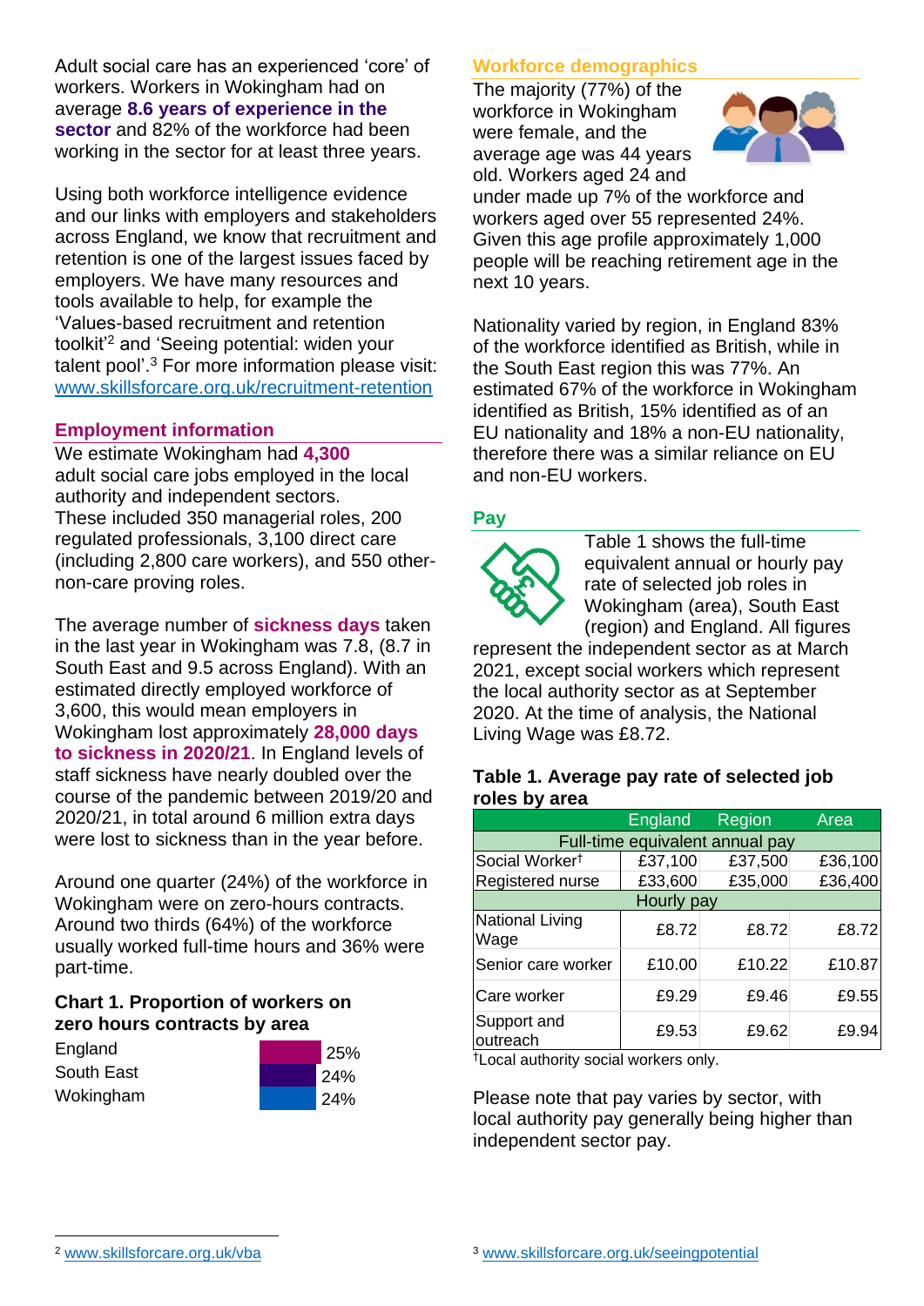Adult social care has an experienced 'core' of workers. Workers in Wokingham had on average **8.6 years of experience in the sector** and 82% of the workforce had been working in the sector for at least three years.

Using both workforce intelligence evidence and our links with employers and stakeholders across England, we know that recruitment and retention is one of the largest issues faced by employers. We have many resources and tools available to help, for example the 'Values-based recruitment and retention toolkit'[2] and 'Seeing potential: widen your talent pool'.[3] For more information please visit: www.skillsforcare.org.uk/recruitment-retention

## Employment information

We estimate Wokingham had **4,300** adult social care jobs employed in the local authority and independent sectors. These included 350 managerial roles, 200 regulated professionals, 3,100 direct care (including 2,800 care workers), and 550 other-non-care proving roles.

The average number of **sickness days** taken in the last year in Wokingham was 7.8, (8.7 in South East and 9.5 across England). With an estimated directly employed workforce of 3,600, this would mean employers in Wokingham lost approximately **28,000 days to sickness in 2020/21**. In England levels of staff sickness have nearly doubled over the course of the pandemic between 2019/20 and 2020/21, in total around 6 million extra days were lost to sickness than in the year before.

Around one quarter (24%) of the workforce in Wokingham were on zero-hours contracts. Around two thirds (64%) of the workforce usually worked full-time hours and 36% were part-time.

### Chart 1. Proportion of workers on zero hours contracts by area

| Area | Proportion |
|---|---|
| England | 25% |
| South East | 24% |
| Wokingham | 24% |

## Workforce demographics

The majority (77%) of the workforce in Wokingham were female, and the average age was 44 years old. Workers aged 24 and under made up 7% of the workforce and workers aged over 55 represented 24%. Given this age profile approximately 1,000 people will be reaching retirement age in the next 10 years.

Nationality varied by region, in England 83% of the workforce identified as British, while in the South East region this was 77%. An estimated 67% of the workforce in Wokingham identified as British, 15% identified as of an EU nationality and 18% a non-EU nationality, therefore there was a similar reliance on EU and non-EU workers.

## Pay

Table 1 shows the full-time equivalent annual or hourly pay rate of selected job roles in Wokingham (area), South East (region) and England. All figures represent the independent sector as at March 2021, except social workers which represent the local authority sector as at September 2020. At the time of analysis, the National Living Wage was £8.72.

### Table 1. Average pay rate of selected job roles by area

| | England | Region | Area |
|---|---|---|---|
| **Full-time equivalent annual pay** | | | |
| Social Worker† | £37,100 | £37,500 | £36,100 |
| Registered nurse | £33,600 | £35,000 | £36,400 |
| **Hourly pay** | | | |
| National Living Wage | £8.72 | £8.72 | £8.72 |
| Senior care worker | £10.00 | £10.22 | £10.87 |
| Care worker | £9.29 | £9.46 | £9.55 |
| Support and outreach | £9.53 | £9.62 | £9.94 |

†Local authority social workers only.

Please note that pay varies by sector, with local authority pay generally being higher than independent sector pay.

[2] www.skillsforcare.org.uk/vba

[3] www.skillsforcare.org.uk/seeingpotential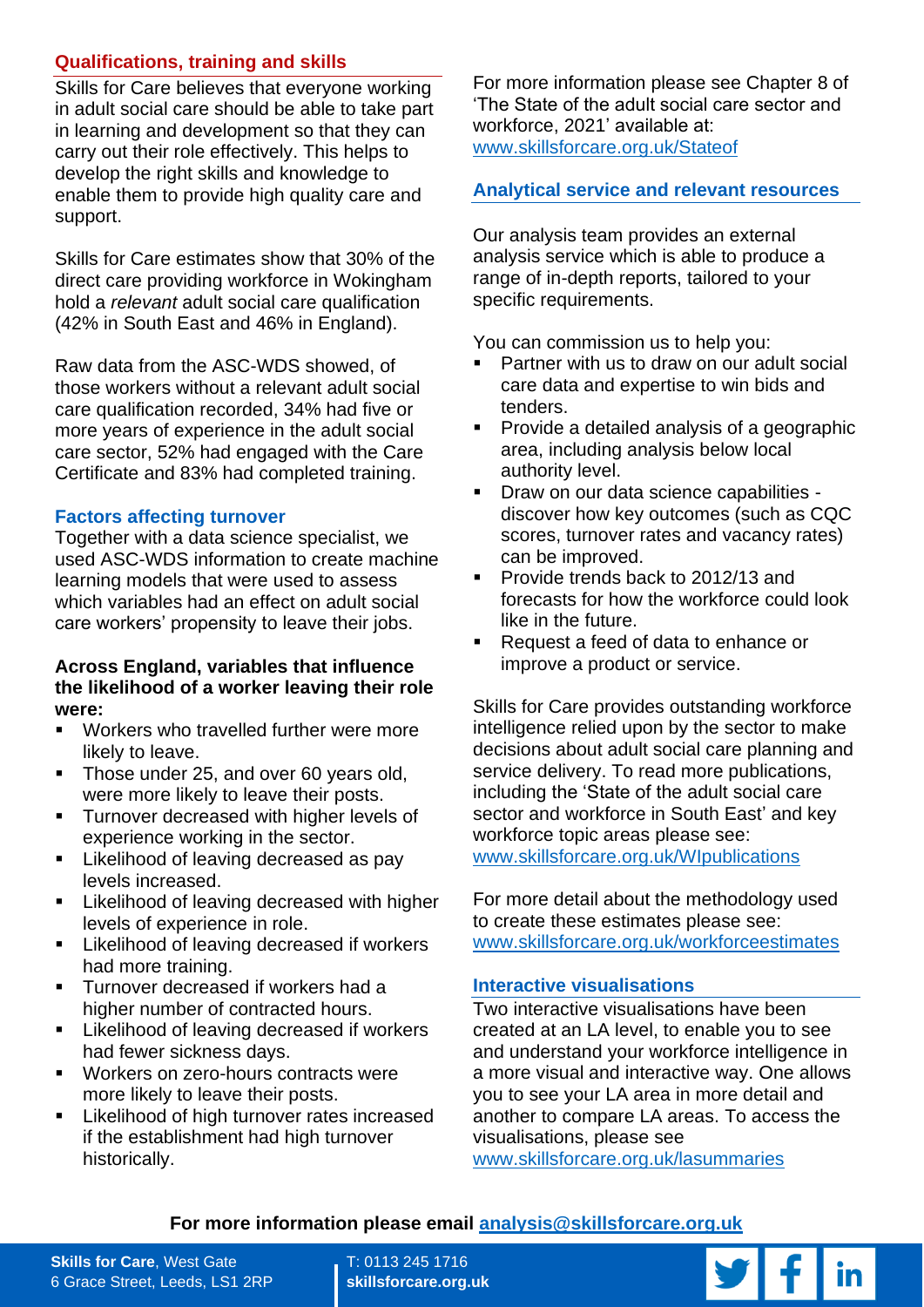## Qualifications, training and skills

Skills for Care believes that everyone working in adult social care should be able to take part in learning and development so that they can carry out their role effectively. This helps to develop the right skills and knowledge to enable them to provide high quality care and support.

Skills for Care estimates show that 30% of the direct care providing workforce in Wokingham hold a *relevant* adult social care qualification (42% in South East and 46% in England).

Raw data from the ASC-WDS showed, of those workers without a relevant adult social care qualification recorded, 34% had five or more years of experience in the adult social care sector, 52% had engaged with the Care Certificate and 83% had completed training.

## Factors affecting turnover

Together with a data science specialist, we used ASC-WDS information to create machine learning models that were used to assess which variables had an effect on adult social care workers' propensity to leave their jobs.

**Across England, variables that influence the likelihood of a worker leaving their role were:**

- Workers who travelled further were more likely to leave.
- Those under 25, and over 60 years old, were more likely to leave their posts.
- Turnover decreased with higher levels of experience working in the sector.
- Likelihood of leaving decreased as pay levels increased.
- Likelihood of leaving decreased with higher levels of experience in role.
- Likelihood of leaving decreased if workers had more training.
- Turnover decreased if workers had a higher number of contracted hours.
- Likelihood of leaving decreased if workers had fewer sickness days.
- Workers on zero-hours contracts were more likely to leave their posts.
- Likelihood of high turnover rates increased if the establishment had high turnover historically.

For more information please see Chapter 8 of 'The State of the adult social care sector and workforce, 2021' available at: www.skillsforcare.org.uk/Stateof

## Analytical service and relevant resources

Our analysis team provides an external analysis service which is able to produce a range of in-depth reports, tailored to your specific requirements.

You can commission us to help you:

- Partner with us to draw on our adult social care data and expertise to win bids and tenders.
- Provide a detailed analysis of a geographic area, including analysis below local authority level.
- Draw on our data science capabilities - discover how key outcomes (such as CQC scores, turnover rates and vacancy rates) can be improved.
- Provide trends back to 2012/13 and forecasts for how the workforce could look like in the future.
- Request a feed of data to enhance or improve a product or service.

Skills for Care provides outstanding workforce intelligence relied upon by the sector to make decisions about adult social care planning and service delivery. To read more publications, including the 'State of the adult social care sector and workforce in South East' and key workforce topic areas please see: www.skillsforcare.org.uk/WIpublications

For more detail about the methodology used to create these estimates please see: www.skillsforcare.org.uk/workforceestimates

## Interactive visualisations

Two interactive visualisations have been created at an LA level, to enable you to see and understand your workforce intelligence in a more visual and interactive way. One allows you to see your LA area in more detail and another to compare LA areas. To access the visualisations, please see www.skillsforcare.org.uk/lasummaries

**For more information please email analysis@skillsforcare.org.uk**

**Skills for Care**, West Gate
6 Grace Street, Leeds, LS1 2RP

T: 0113 245 1716
**skillsforcare.org.uk**